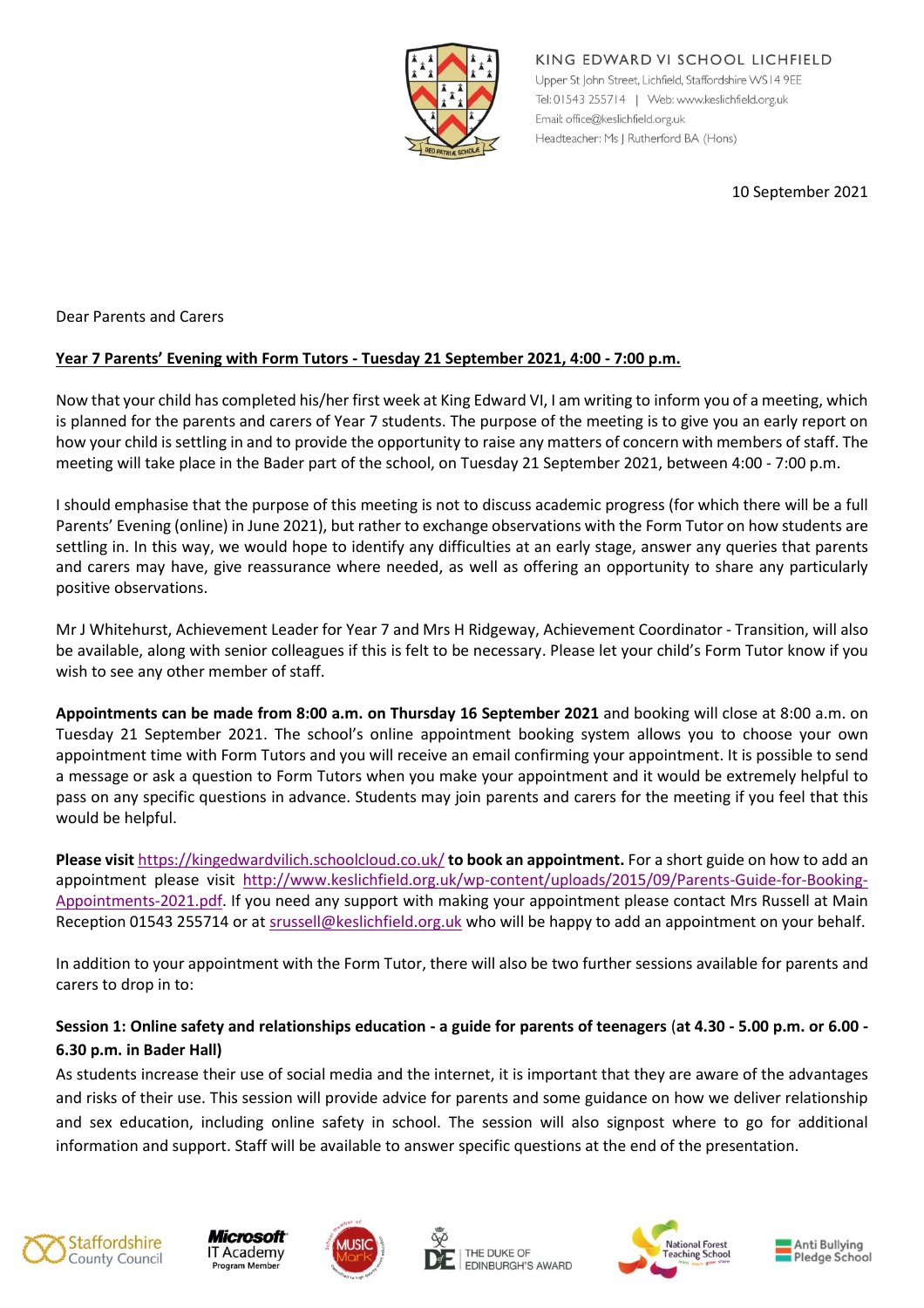KING EDWARD VI SCHOOL LICHFIELD
Upper St John Street, Lichfield, Staffordshire WS14 9EE
Tel: 01543 255714 | Web: www.keslichfield.org.uk
Email: office@keslichfield.org.uk
Headteacher: Ms J Rutherford BA (Hons)

10 September 2021

Dear Parents and Carers

**Year 7 Parents' Evening with Form Tutors - Tuesday 21 September 2021, 4:00 - 7:00 p.m.**

Now that your child has completed his/her first week at King Edward VI, I am writing to inform you of a meeting, which is planned for the parents and carers of Year 7 students. The purpose of the meeting is to give you an early report on how your child is settling in and to provide the opportunity to raise any matters of concern with members of staff. The meeting will take place in the Bader part of the school, on Tuesday 21 September 2021, between 4:00 - 7:00 p.m.

I should emphasise that the purpose of this meeting is not to discuss academic progress (for which there will be a full Parents' Evening (online) in June 2021), but rather to exchange observations with the Form Tutor on how students are settling in. In this way, we would hope to identify any difficulties at an early stage, answer any queries that parents and carers may have, give reassurance where needed, as well as offering an opportunity to share any particularly positive observations.

Mr J Whitehurst, Achievement Leader for Year 7 and Mrs H Ridgeway, Achievement Coordinator - Transition, will also be available, along with senior colleagues if this is felt to be necessary. Please let your child's Form Tutor know if you wish to see any other member of staff.

**Appointments can be made from 8:00 a.m. on Thursday 16 September 2021** and booking will close at 8:00 a.m. on Tuesday 21 September 2021. The school's online appointment booking system allows you to choose your own appointment time with Form Tutors and you will receive an email confirming your appointment. It is possible to send a message or ask a question to Form Tutors when you make your appointment and it would be extremely helpful to pass on any specific questions in advance. Students may join parents and carers for the meeting if you feel that this would be helpful.

**Please visit** https://kingedwardvilich.schoolcloud.co.uk/ **to book an appointment.** For a short guide on how to add an appointment please visit http://www.keslichfield.org.uk/wp-content/uploads/2015/09/Parents-Guide-for-Booking-Appointments-2021.pdf. If you need any support with making your appointment please contact Mrs Russell at Main Reception 01543 255714 or at srussell@keslichfield.org.uk who will be happy to add an appointment on your behalf.

In addition to your appointment with the Form Tutor, there will also be two further sessions available for parents and carers to drop in to:

**Session 1: Online safety and relationships education - a guide for parents of teenagers** (**at 4.30 - 5.00 p.m. or 6.00 - 6.30 p.m. in Bader Hall)**

As students increase their use of social media and the internet, it is important that they are aware of the advantages and risks of their use. This session will provide advice for parents and some guidance on how we deliver relationship and sex education, including online safety in school. The session will also signpost where to go for additional information and support. Staff will be available to answer specific questions at the end of the presentation.

Staffordshire County Council | Microsoft IT Academy Program Member | Music Mark | The Duke of Edinburgh's Award | National Forest Teaching School | Anti Bullying Pledge School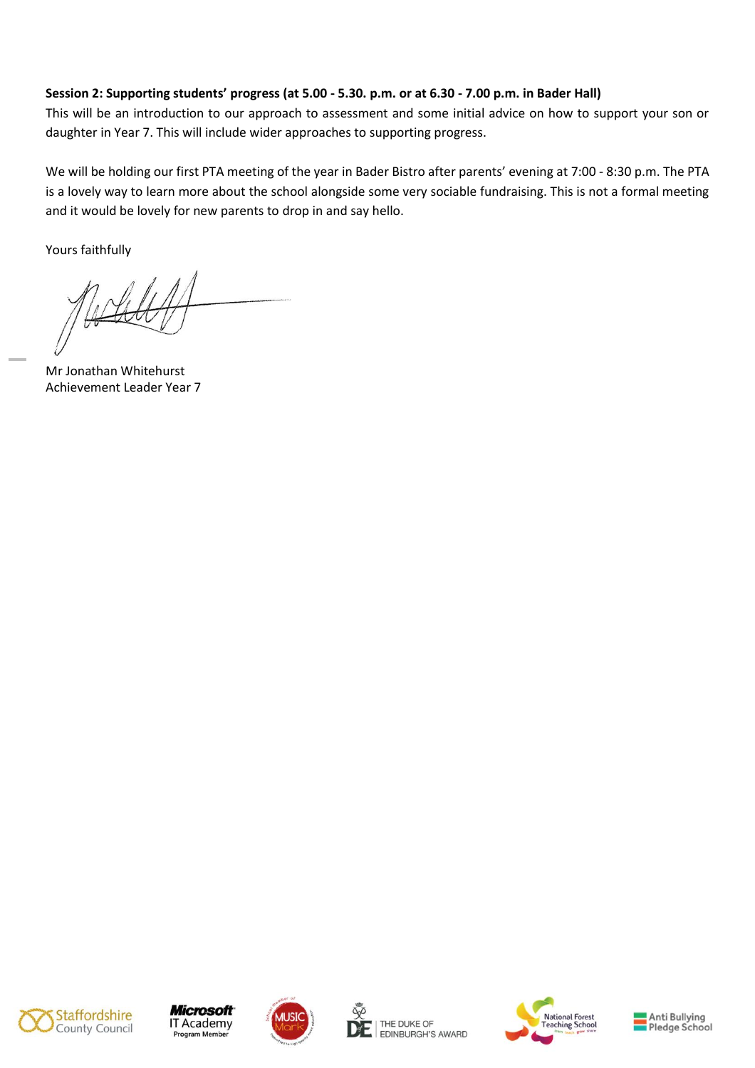**Session 2: Supporting students' progress (at 5.00 - 5.30. p.m. or at 6.30 - 7.00 p.m. in Bader Hall)**
This will be an introduction to our approach to assessment and some initial advice on how to support your son or daughter in Year 7. This will include wider approaches to supporting progress.

We will be holding our first PTA meeting of the year in Bader Bistro after parents' evening at 7:00 - 8:30 p.m. The PTA is a lovely way to learn more about the school alongside some very sociable fundraising. This is not a formal meeting and it would be lovely for new parents to drop in and say hello.

Yours faithfully

Mr Jonathan Whitehurst
Achievement Leader Year 7